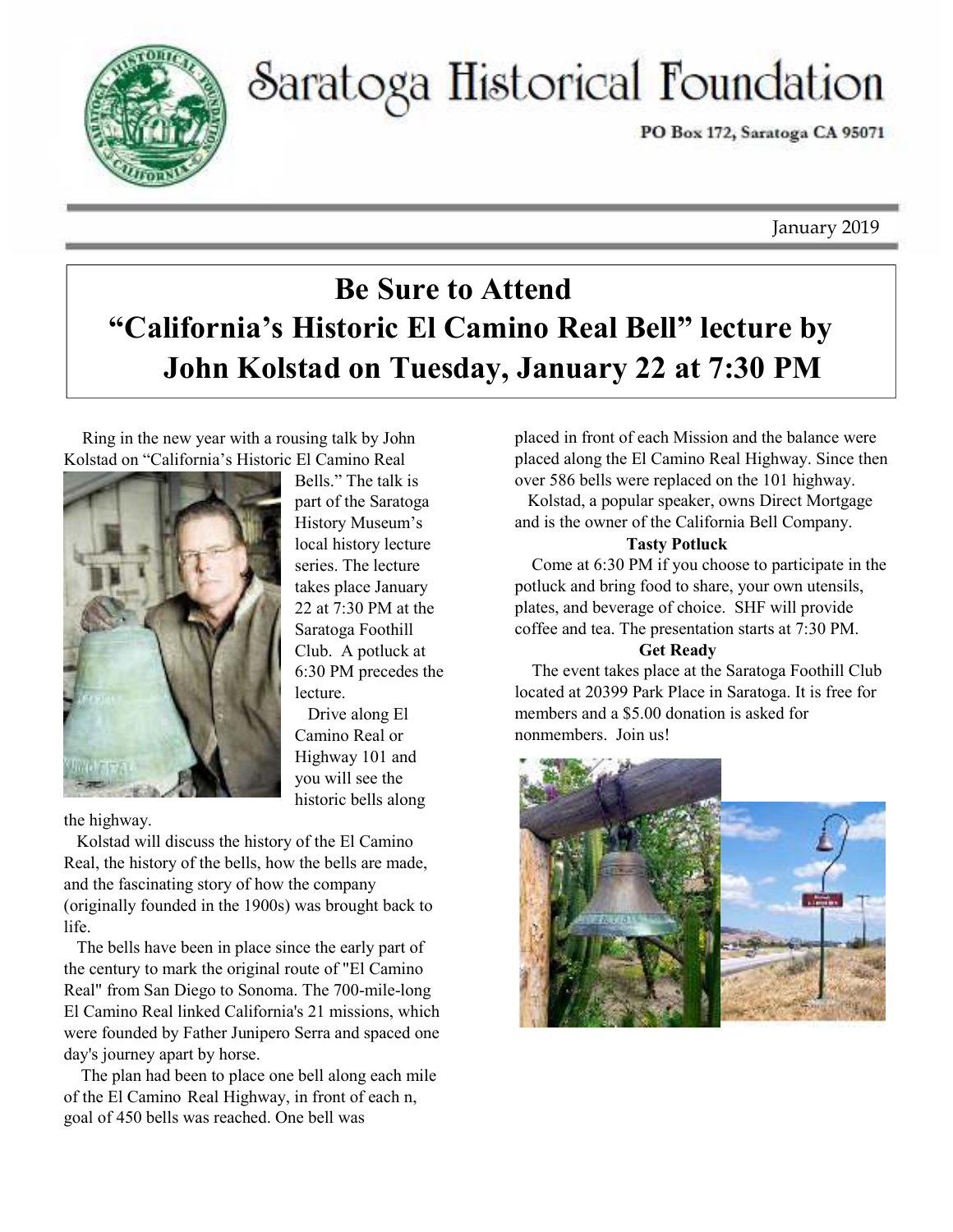# Saratoga Historical Foundation

PO Box 172, Saratoga CA 95071

January 2019

## Be Sure to Attend "California's Historic El Camino Real Bell" lecture by John Kolstad on Tuesday, January 22 at 7:30 PM

Ring in the new year with a rousing talk by John Kolstad on "California's Historic El Camino Real Bells." The talk is part of the Saratoga History Museum's local history lecture series. The lecture takes place January 22 at 7:30 PM at the Saratoga Foothill Club. A potluck at 6:30 PM precedes the lecture.

Drive along El Camino Real or Highway 101 and you will see the historic bells along the highway.

Kolstad will discuss the history of the El Camino Real, the history of the bells, how the bells are made, and the fascinating story of how the company (originally founded in the 1900s) was brought back to life.

The bells have been in place since the early part of the century to mark the original route of "El Camino Real" from San Diego to Sonoma. The 700-mile-long El Camino Real linked California's 21 missions, which were founded by Father Junipero Serra and spaced one day's journey apart by horse.

The plan had been to place one bell along each mile of the El Camino Real Highway, in front of each n, goal of 450 bells was reached. One bell was placed in front of each Mission and the balance were placed along the El Camino Real Highway. Since then over 586 bells were replaced on the 101 highway.

Kolstad, a popular speaker, owns Direct Mortgage and is the owner of the California Bell Company.

**Tasty Potluck**

Come at 6:30 PM if you choose to participate in the potluck and bring food to share, your own utensils, plates, and beverage of choice. SHF will provide coffee and tea. The presentation starts at 7:30 PM.

**Get Ready**

The event takes place at the Saratoga Foothill Club located at 20399 Park Place in Saratoga. It is free for members and a $5.00 donation is asked for nonmembers. Join us!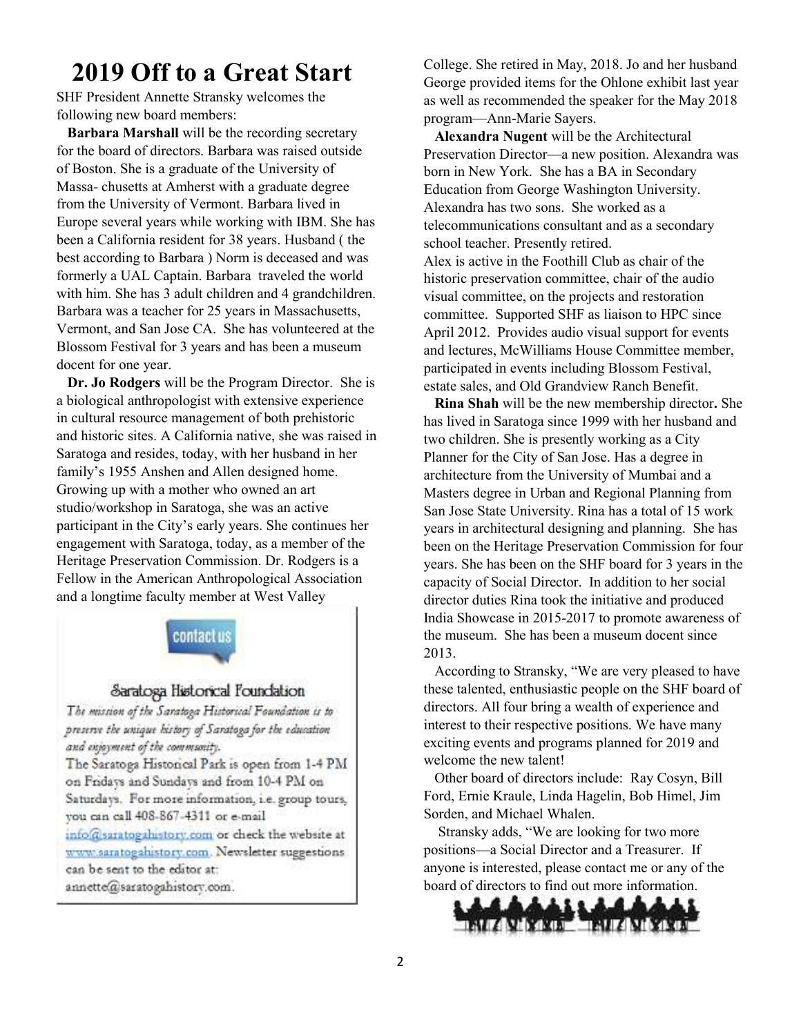# 2019 Off to a Great Start

SHF President Annette Stransky welcomes the following new board members:

**Barbara Marshall** will be the recording secretary for the board of directors. Barbara was raised outside of Boston. She is a graduate of the University of Massa- chusetts at Amherst with a graduate degree from the University of Vermont. Barbara lived in Europe several years while working with IBM. She has been a California resident for 38 years. Husband ( the best according to Barbara ) Norm is deceased and was formerly a UAL Captain. Barbara traveled the world with him. She has 3 adult children and 4 grandchildren. Barbara was a teacher for 25 years in Massachusetts, Vermont, and San Jose CA. She has volunteered at the Blossom Festival for 3 years and has been a museum docent for one year.

**Dr. Jo Rodgers** will be the Program Director. She is a biological anthropologist with extensive experience in cultural resource management of both prehistoric and historic sites. A California native, she was raised in Saratoga and resides, today, with her husband in her family's 1955 Anshen and Allen designed home. Growing up with a mother who owned an art studio/workshop in Saratoga, she was an active participant in the City's early years. She continues her engagement with Saratoga, today, as a member of the Heritage Preservation Commission. Dr. Rodgers is a Fellow in the American Anthropological Association and a longtime faculty member at West Valley College. She retired in May, 2018. Jo and her husband George provided items for the Ohlone exhibit last year as well as recommended the speaker for the May 2018 program—Ann-Marie Sayers.

**Alexandra Nugent** will be the Architectural Preservation Director—a new position. Alexandra was born in New York. She has a BA in Secondary Education from George Washington University. Alexandra has two sons. She worked as a telecommunications consultant and as a secondary school teacher. Presently retired.

Alex is active in the Foothill Club as chair of the historic preservation committee, chair of the audio visual committee, on the projects and restoration committee. Supported SHF as liaison to HPC since April 2012. Provides audio visual support for events and lectures, McWilliams House Committee member, participated in events including Blossom Festival, estate sales, and Old Grandview Ranch Benefit.

**Rina Shah** will be the new membership director**.** She has lived in Saratoga since 1999 with her husband and two children. She is presently working as a City Planner for the City of San Jose. Has a degree in architecture from the University of Mumbai and a Masters degree in Urban and Regional Planning from San Jose State University. Rina has a total of 15 work years in architectural designing and planning. She has been on the Heritage Preservation Commission for four years. She has been on the SHF board for 3 years in the capacity of Social Director. In addition to her social director duties Rina took the initiative and produced India Showcase in 2015-2017 to promote awareness of the museum. She has been a museum docent since 2013.

According to Stransky, "We are very pleased to have these talented, enthusiastic people on the SHF board of directors. All four bring a wealth of experience and interest to their respective positions. We have many exciting events and programs planned for 2019 and welcome the new talent!

Other board of directors include: Ray Cosyn, Bill Ford, Ernie Kraule, Linda Hagelin, Bob Himel, Jim Sorden, and Michael Whalen.

Stransky adds, "We are looking for two more positions—a Social Director and a Treasurer. If anyone is interested, please contact me or any of the board of directors to find out more information.

---

contact us

**Saratoga Historical Foundation**

*The mission of the Saratoga Historical Foundation is to preserve the unique history of Saratoga for the education and enjoyment of the community.*

The Saratoga Historical Park is open from 1-4 PM on Fridays and Sundays and from 10-4 PM on Saturdays. For more information, i.e. group tours, you can call 408-867-4311 or e-mail info@saratogahistory.com or check the website at www.saratogahistory.com. Newsletter suggestions can be sent to the editor at: annette@saratogahistory.com.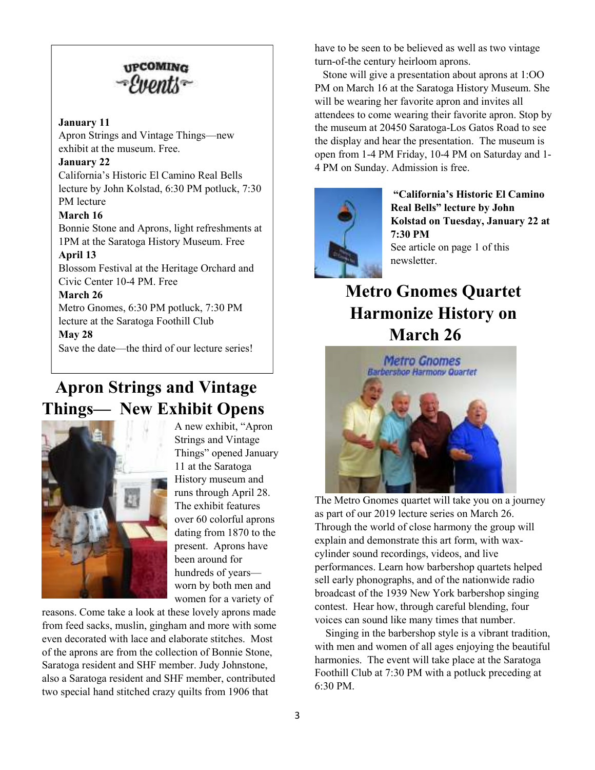## Upcoming Events

**January 11**
Apron Strings and Vintage Things—new exhibit at the museum. Free.

**January 22**
California's Historic El Camino Real Bells lecture by John Kolstad, 6:30 PM potluck, 7:30 PM lecture

**March 16**
Bonnie Stone and Aprons, light refreshments at 1PM at the Saratoga History Museum. Free

**April 13**
Blossom Festival at the Heritage Orchard and Civic Center 10-4 PM. Free

**March 26**
Metro Gnomes, 6:30 PM potluck, 7:30 PM lecture at the Saratoga Foothill Club

**May 28**
Save the date—the third of our lecture series!

# Apron Strings and Vintage Things— New Exhibit Opens

A new exhibit, "Apron Strings and Vintage Things" opened January 11 at the Saratoga History museum and runs through April 28. The exhibit features over 60 colorful aprons dating from 1870 to the present. Aprons have been around for hundreds of years—worn by both men and women for a variety of reasons. Come take a look at these lovely aprons made from feed sacks, muslin, gingham and more with some even decorated with lace and elaborate stitches. Most of the aprons are from the collection of Bonnie Stone, Saratoga resident and SHF member. Judy Johnstone, also a Saratoga resident and SHF member, contributed two special hand stitched crazy quilts from 1906 that have to be seen to be believed as well as two vintage turn-of-the century heirloom aprons.

Stone will give a presentation about aprons at 1:OO PM on March 16 at the Saratoga History Museum. She will be wearing her favorite apron and invites all attendees to come wearing their favorite apron. Stop by the museum at 20450 Saratoga-Los Gatos Road to see the display and hear the presentation. The museum is open from 1-4 PM Friday, 10-4 PM on Saturday and 1-4 PM on Sunday. Admission is free.

**"California's Historic El Camino Real Bells" lecture by John Kolstad on Tuesday, January 22 at 7:30 PM**
See article on page 1 of this newsletter.

# Metro Gnomes Quartet Harmonize History on March 26

The Metro Gnomes quartet will take you on a journey as part of our 2019 lecture series on March 26. Through the world of close harmony the group will explain and demonstrate this art form, with wax-cylinder sound recordings, videos, and live performances. Learn how barbershop quartets helped sell early phonographs, and of the nationwide radio broadcast of the 1939 New York barbershop singing contest. Hear how, through careful blending, four voices can sound like many times that number.

Singing in the barbershop style is a vibrant tradition, with men and women of all ages enjoying the beautiful harmonies. The event will take place at the Saratoga Foothill Club at 7:30 PM with a potluck preceding at 6:30 PM.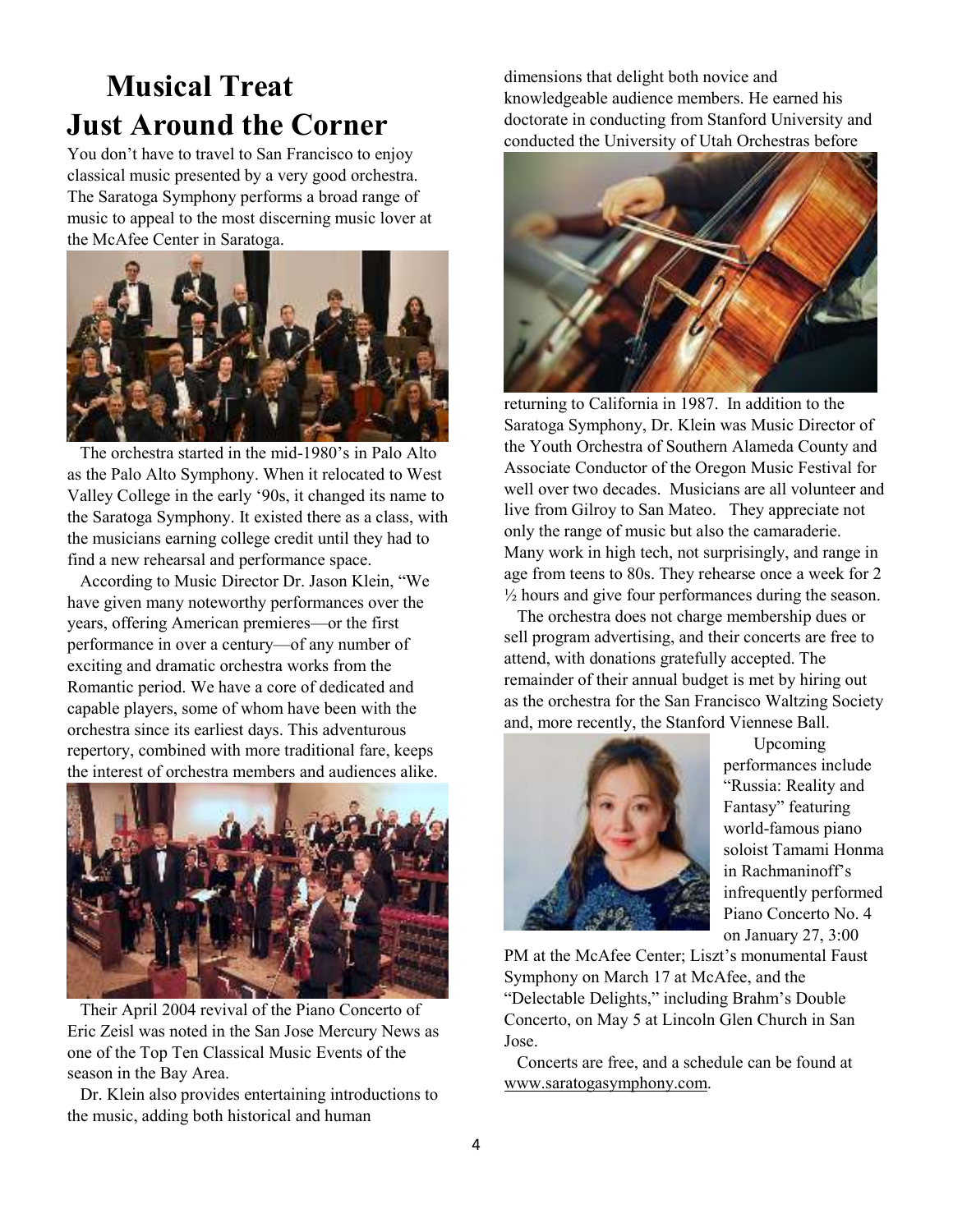# Musical Treat Just Around the Corner

You don't have to travel to San Francisco to enjoy classical music presented by a very good orchestra. The Saratoga Symphony performs a broad range of music to appeal to the most discerning music lover at the McAfee Center in Saratoga.

The orchestra started in the mid-1980's in Palo Alto as the Palo Alto Symphony. When it relocated to West Valley College in the early '90s, it changed its name to the Saratoga Symphony. It existed there as a class, with the musicians earning college credit until they had to find a new rehearsal and performance space.

According to Music Director Dr. Jason Klein, "We have given many noteworthy performances over the years, offering American premieres—or the first performance in over a century—of any number of exciting and dramatic orchestra works from the Romantic period. We have a core of dedicated and capable players, some of whom have been with the orchestra since its earliest days. This adventurous repertory, combined with more traditional fare, keeps the interest of orchestra members and audiences alike.

Their April 2004 revival of the Piano Concerto of Eric Zeisl was noted in the San Jose Mercury News as one of the Top Ten Classical Music Events of the season in the Bay Area.

Dr. Klein also provides entertaining introductions to the music, adding both historical and human dimensions that delight both novice and knowledgeable audience members. He earned his doctorate in conducting from Stanford University and conducted the University of Utah Orchestras before returning to California in 1987. In addition to the Saratoga Symphony, Dr. Klein was Music Director of the Youth Orchestra of Southern Alameda County and Associate Conductor of the Oregon Music Festival for well over two decades. Musicians are all volunteer and live from Gilroy to San Mateo. They appreciate not only the range of music but also the camaraderie. Many work in high tech, not surprisingly, and range in age from teens to 80s. They rehearse once a week for 2 ½ hours and give four performances during the season.

The orchestra does not charge membership dues or sell program advertising, and their concerts are free to attend, with donations gratefully accepted. The remainder of their annual budget is met by hiring out as the orchestra for the San Francisco Waltzing Society and, more recently, the Stanford Viennese Ball.

Upcoming performances include "Russia: Reality and Fantasy" featuring world-famous piano soloist Tamami Honma in Rachmaninoff's infrequently performed Piano Concerto No. 4 on January 27, 3:00 PM at the McAfee Center; Liszt's monumental Faust Symphony on March 17 at McAfee, and the "Delectable Delights," including Brahm's Double Concerto, on May 5 at Lincoln Glen Church in San Jose.

Concerts are free, and a schedule can be found at www.saratogasymphony.com.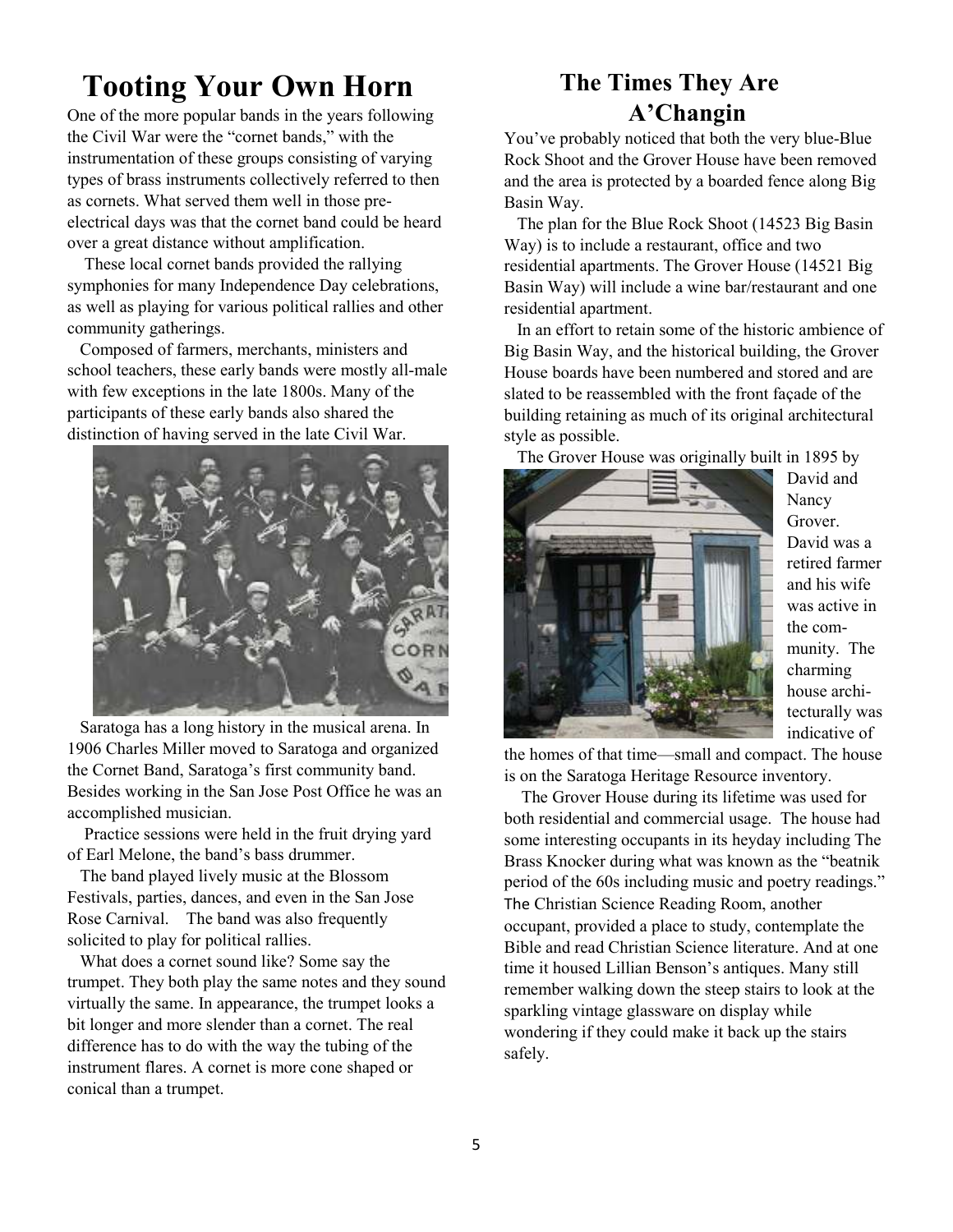# Tooting Your Own Horn

One of the more popular bands in the years following the Civil War were the "cornet bands," with the instrumentation of these groups consisting of varying types of brass instruments collectively referred to then as cornets. What served them well in those pre-electrical days was that the cornet band could be heard over a great distance without amplification.

These local cornet bands provided the rallying symphonies for many Independence Day celebrations, as well as playing for various political rallies and other community gatherings.

Composed of farmers, merchants, ministers and school teachers, these early bands were mostly all-male with few exceptions in the late 1800s. Many of the participants of these early bands also shared the distinction of having served in the late Civil War.

Saratoga has a long history in the musical arena. In 1906 Charles Miller moved to Saratoga and organized the Cornet Band, Saratoga's first community band. Besides working in the San Jose Post Office he was an accomplished musician.

Practice sessions were held in the fruit drying yard of Earl Melone, the band's bass drummer.

The band played lively music at the Blossom Festivals, parties, dances, and even in the San Jose Rose Carnival. The band was also frequently solicited to play for political rallies.

What does a cornet sound like? Some say the trumpet. They both play the same notes and they sound virtually the same. In appearance, the trumpet looks a bit longer and more slender than a cornet. The real difference has to do with the way the tubing of the instrument flares. A cornet is more cone shaped or conical than a trumpet.

# The Times They Are A'Changin

You've probably noticed that both the very blue-Blue Rock Shoot and the Grover House have been removed and the area is protected by a boarded fence along Big Basin Way.

The plan for the Blue Rock Shoot (14523 Big Basin Way) is to include a restaurant, office and two residential apartments. The Grover House (14521 Big Basin Way) will include a wine bar/restaurant and one residential apartment.

In an effort to retain some of the historic ambience of Big Basin Way, and the historical building, the Grover House boards have been numbered and stored and are slated to be reassembled with the front façade of the building retaining as much of its original architectural style as possible.

The Grover House was originally built in 1895 by David and Nancy Grover. David was a retired farmer and his wife was active in the community. The charming house architecturally was indicative of the homes of that time—small and compact. The house is on the Saratoga Heritage Resource inventory.

The Grover House during its lifetime was used for both residential and commercial usage. The house had some interesting occupants in its heyday including The Brass Knocker during what was known as the "beatnik period of the 60s including music and poetry readings." The Christian Science Reading Room, another occupant, provided a place to study, contemplate the Bible and read Christian Science literature. And at one time it housed Lillian Benson's antiques. Many still remember walking down the steep stairs to look at the sparkling vintage glassware on display while wondering if they could make it back up the stairs safely.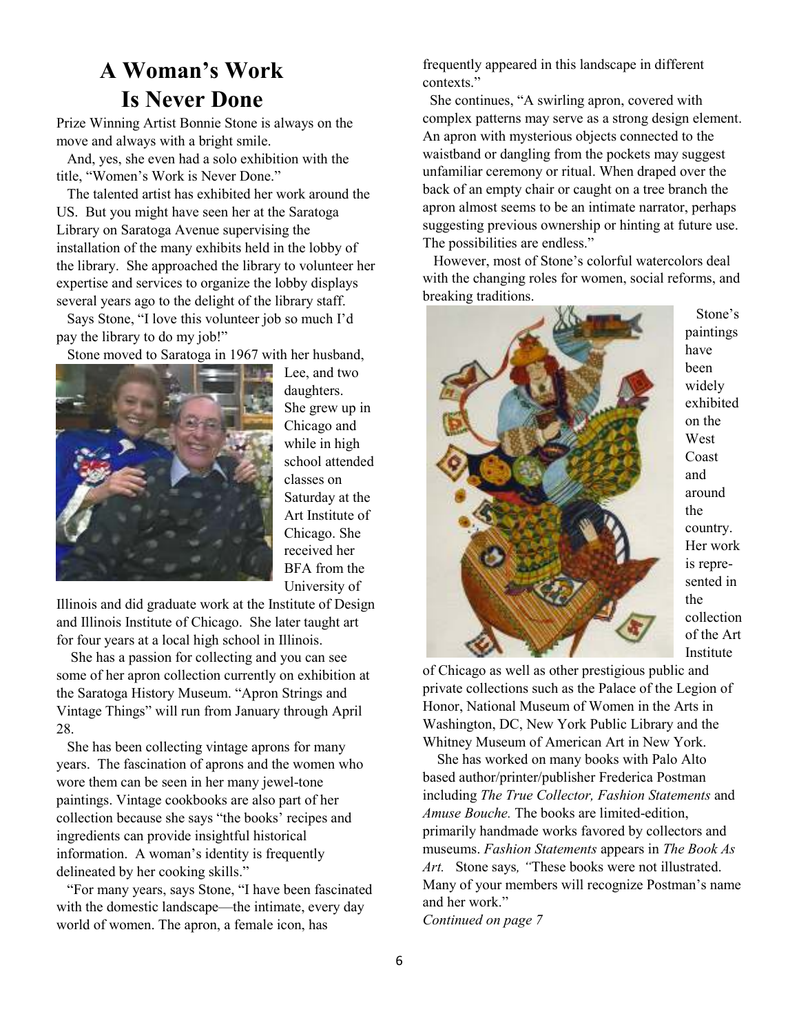# A Woman's Work Is Never Done

Prize Winning Artist Bonnie Stone is always on the move and always with a bright smile.

And, yes, she even had a solo exhibition with the title, "Women's Work is Never Done."

The talented artist has exhibited her work around the US. But you might have seen her at the Saratoga Library on Saratoga Avenue supervising the installation of the many exhibits held in the lobby of the library. She approached the library to volunteer her expertise and services to organize the lobby displays several years ago to the delight of the library staff.

Says Stone, "I love this volunteer job so much I'd pay the library to do my job!"

Stone moved to Saratoga in 1967 with her husband, Lee, and two daughters. She grew up in Chicago and while in high school attended classes on Saturday at the Art Institute of Chicago. She received her BFA from the University of Illinois and did graduate work at the Institute of Design and Illinois Institute of Chicago. She later taught art for four years at a local high school in Illinois.

She has a passion for collecting and you can see some of her apron collection currently on exhibition at the Saratoga History Museum. "Apron Strings and Vintage Things" will run from January through April 28.

She has been collecting vintage aprons for many years. The fascination of aprons and the women who wore them can be seen in her many jewel-tone paintings. Vintage cookbooks are also part of her collection because she says "the books' recipes and ingredients can provide insightful historical information. A woman's identity is frequently delineated by her cooking skills."

"For many years, says Stone, "I have been fascinated with the domestic landscape—the intimate, every day world of women. The apron, a female icon, has frequently appeared in this landscape in different contexts."

She continues, "A swirling apron, covered with complex patterns may serve as a strong design element. An apron with mysterious objects connected to the waistband or dangling from the pockets may suggest unfamiliar ceremony or ritual. When draped over the back of an empty chair or caught on a tree branch the apron almost seems to be an intimate narrator, perhaps suggesting previous ownership or hinting at future use. The possibilities are endless."

However, most of Stone's colorful watercolors deal with the changing roles for women, social reforms, and breaking traditions.

Stone's paintings have been widely exhibited on the West Coast and around the country. Her work is represented in the collection of the Art Institute of Chicago as well as other prestigious public and private collections such as the Palace of the Legion of Honor, National Museum of Women in the Arts in Washington, DC, New York Public Library and the Whitney Museum of American Art in New York.

She has worked on many books with Palo Alto based author/printer/publisher Frederica Postman including *The True Collector, Fashion Statements* and *Amuse Bouche.* The books are limited-edition, primarily handmade works favored by collectors and museums. *Fashion Statements* appears in *The Book As Art.* Stone says, "These books were not illustrated. Many of your members will recognize Postman's name and her work."

*Continued on page 7*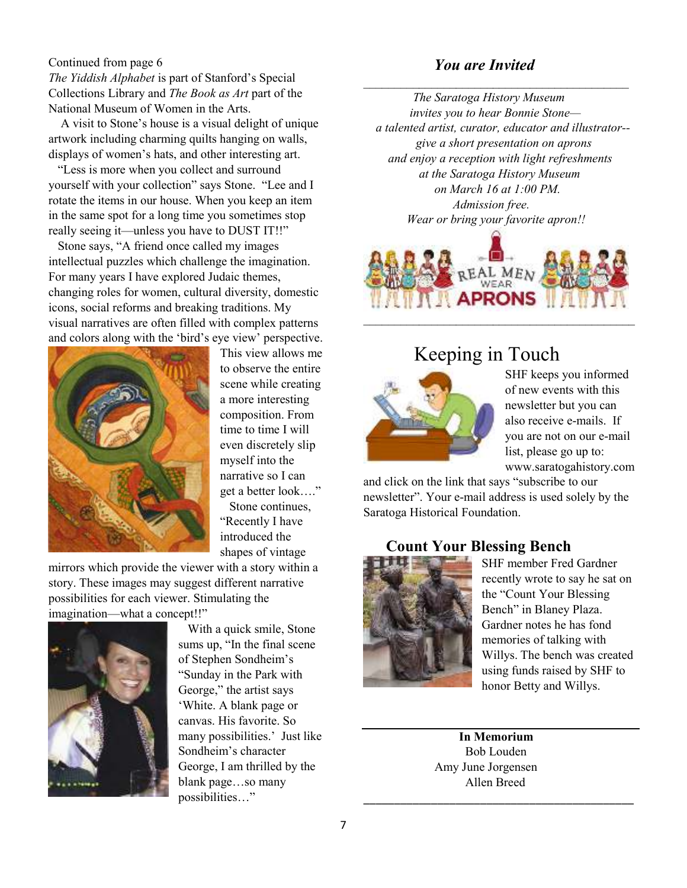Continued from page 6

*The Yiddish Alphabet* is part of Stanford's Special Collections Library and *The Book as Art* part of the National Museum of Women in the Arts.

A visit to Stone's house is a visual delight of unique artwork including charming quilts hanging on walls, displays of women's hats, and other interesting art.

"Less is more when you collect and surround yourself with your collection" says Stone. "Lee and I rotate the items in our house. When you keep an item in the same spot for a long time you sometimes stop really seeing it—unless you have to DUST IT!!"

Stone says, "A friend once called my images intellectual puzzles which challenge the imagination. For many years I have explored Judaic themes, changing roles for women, cultural diversity, domestic icons, social reforms and breaking traditions. My visual narratives are often filled with complex patterns and colors along with the 'bird's eye view' perspective. This view allows me to observe the entire scene while creating a more interesting composition. From time to time I will even discretely slip myself into the narrative so I can get a better look…."

Stone continues, "Recently I have introduced the shapes of vintage mirrors which provide the viewer with a story within a story. These images may suggest different narrative possibilities for each viewer. Stimulating the imagination—what a concept!!"

With a quick smile, Stone sums up, "In the final scene of Stephen Sondheim's "Sunday in the Park with George," the artist says 'White. A blank page or canvas. His favorite. So many possibilities.' Just like Sondheim's character George, I am thrilled by the blank page…so many possibilities…"

## *You are Invited*

*The Saratoga History Museum*
*invites you to hear Bonnie Stone—*
*a talented artist, curator, educator and illustrator--*
*give a short presentation on aprons*
*and enjoy a reception with light refreshments*
*at the Saratoga History Museum*
*on March 16 at 1:00 PM.*
*Admission free.*
*Wear or bring your favorite apron!!*

## Keeping in Touch

SHF keeps you informed of new events with this newsletter but you can also receive e-mails. If you are not on our e-mail list, please go up to: www.saratogahistory.com and click on the link that says "subscribe to our newsletter". Your e-mail address is used solely by the Saratoga Historical Foundation.

## Count Your Blessing Bench

SHF member Fred Gardner recently wrote to say he sat on the "Count Your Blessing Bench" in Blaney Plaza. Gardner notes he has fond memories of talking with Willys. The bench was created using funds raised by SHF to honor Betty and Willys.

**In Memorium**

Bob Louden
Amy June Jorgensen
Allen Breed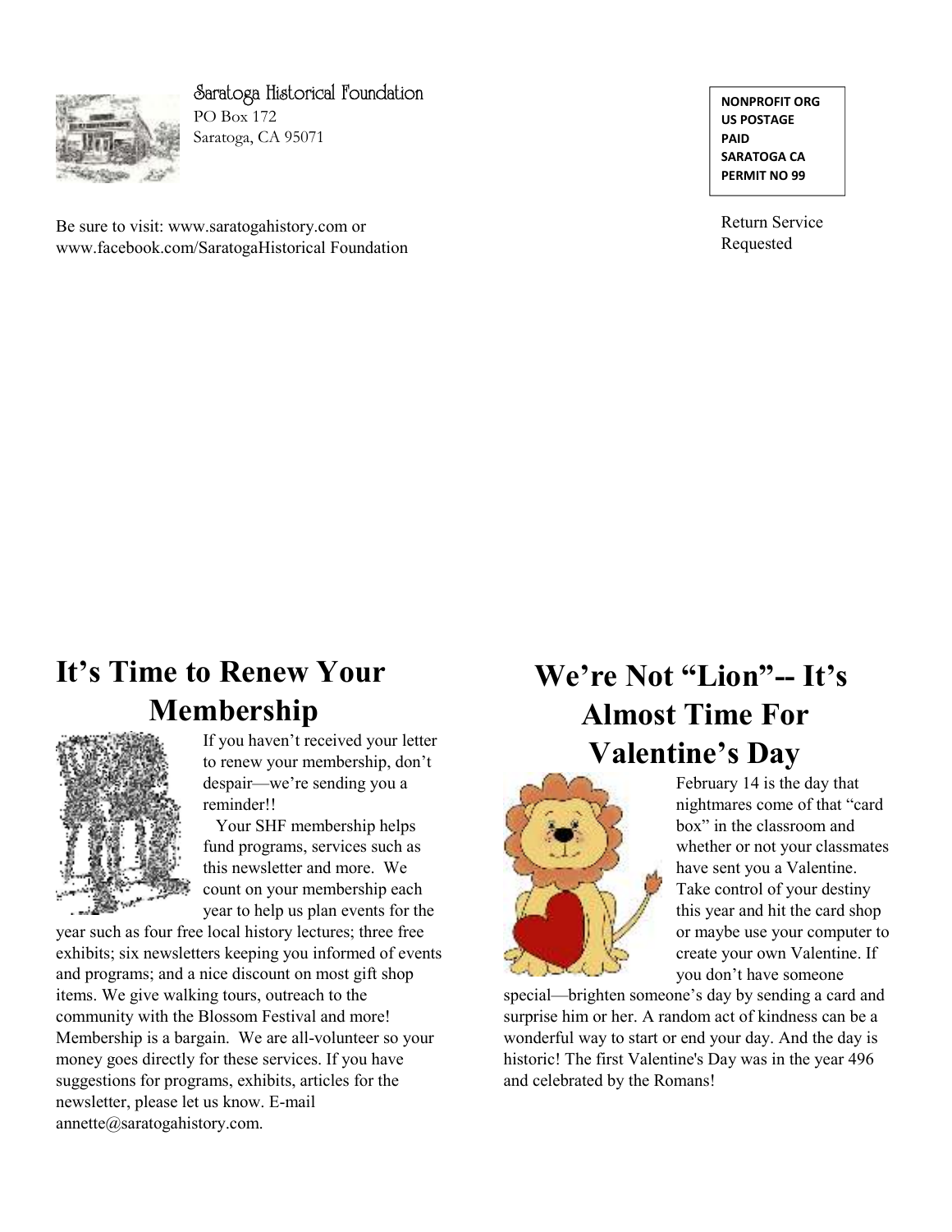Saratoga Historical Foundation
PO Box 172
Saratoga, CA 95071

Be sure to visit: www.saratogahistory.com or www.facebook.com/SaratogaHistorical Foundation

**NONPROFIT ORG**
**US POSTAGE**
**PAID**
**SARATOGA CA**
**PERMIT NO 99**

Return Service Requested

# It's Time to Renew Your Membership

If you haven't received your letter to renew your membership, don't despair—we're sending you a reminder!!

Your SHF membership helps fund programs, services such as this newsletter and more. We count on your membership each year to help us plan events for the year such as four free local history lectures; three free exhibits; six newsletters keeping you informed of events and programs; and a nice discount on most gift shop items. We give walking tours, outreach to the community with the Blossom Festival and more! Membership is a bargain. We are all-volunteer so your money goes directly for these services. If you have suggestions for programs, exhibits, articles for the newsletter, please let us know. E-mail annette@saratogahistory.com.

# We're Not "Lion"-- It's Almost Time For Valentine's Day

February 14 is the day that nightmares come of that "card box" in the classroom and whether or not your classmates have sent you a Valentine. Take control of your destiny this year and hit the card shop or maybe use your computer to create your own Valentine. If you don't have someone special—brighten someone's day by sending a card and surprise him or her. A random act of kindness can be a wonderful way to start or end your day. And the day is historic! The first Valentine's Day was in the year 496 and celebrated by the Romans!